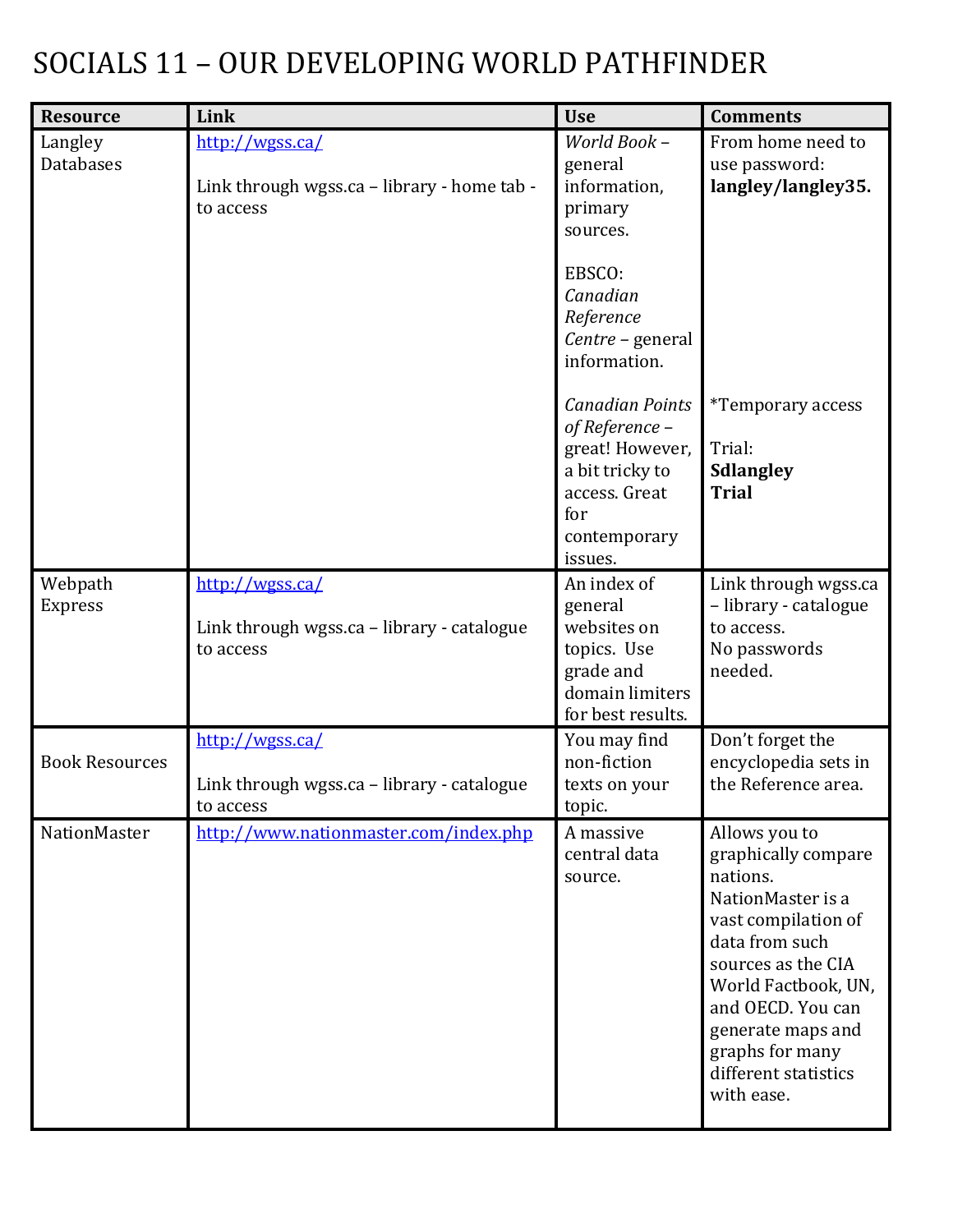# SOCIALS 11 – OUR DEVELOPING WORLD PATHFINDER

| Resource | Link | Use | Comments |
|---|---|---|---|
| Langley Databases | http://wgss.ca/<br><br>Link through wgss.ca – library - home tab - to access | *World Book* – general information, primary sources.<br><br>EBSCO: *Canadian Reference Centre* – general information.<br><br>*Canadian Points of Reference* – great! However, a bit tricky to access. Great for contemporary issues. | From home need to use password: **langley/langley35.**<br><br>*Temporary access<br><br>Trial: **Sdlangley Trial** |
| Webpath Express | http://wgss.ca/<br><br>Link through wgss.ca – library - catalogue to access | An index of general websites on topics. Use grade and domain limiters for best results. | Link through wgss.ca – library - catalogue to access.<br>No passwords needed. |
| Book Resources | http://wgss.ca/<br><br>Link through wgss.ca – library - catalogue to access | You may find non-fiction texts on your topic. | Don't forget the encyclopedia sets in the Reference area. |
| NationMaster | http://www.nationmaster.com/index.php | A massive central data source. | Allows you to graphically compare nations. NationMaster is a vast compilation of data from such sources as the CIA World Factbook, UN, and OECD. You can generate maps and graphs for many different statistics with ease. |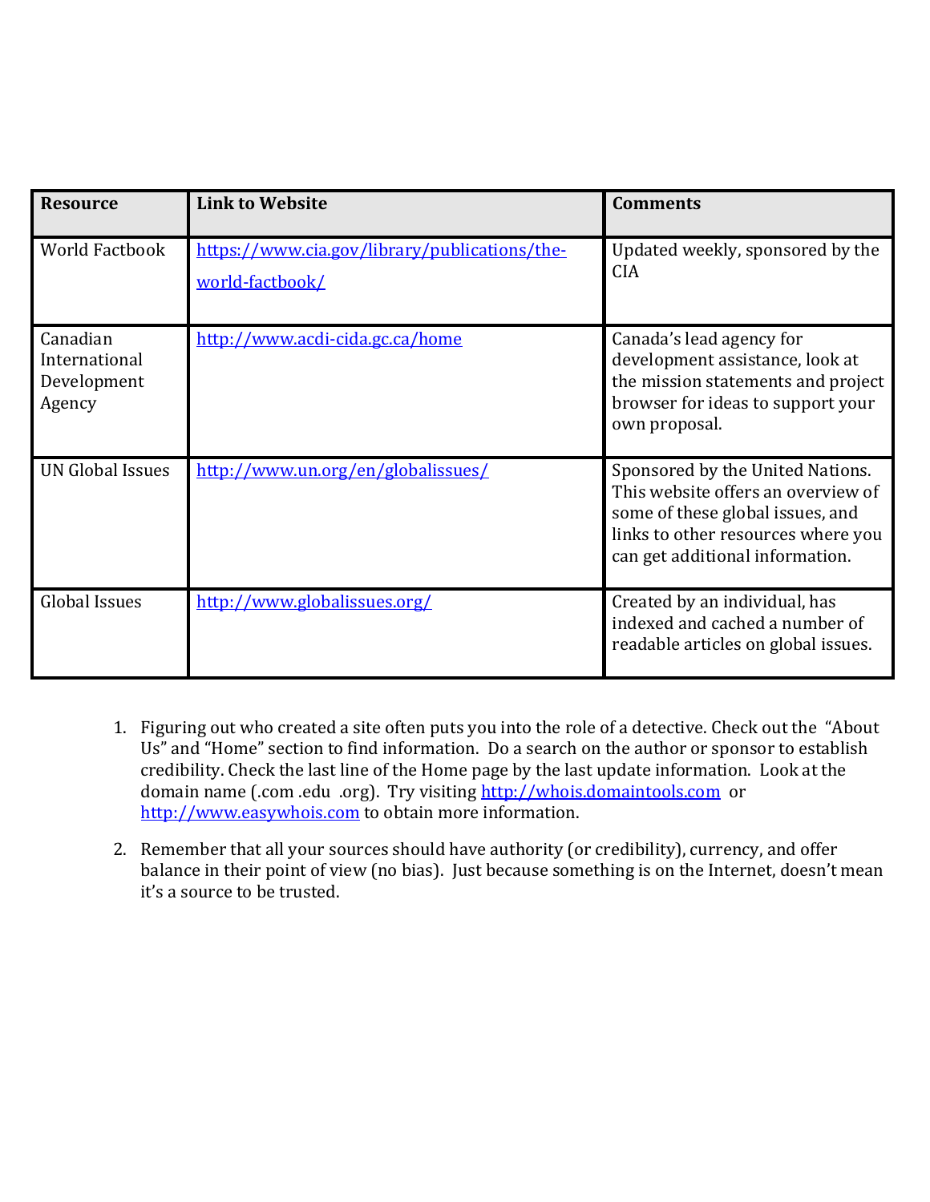| Resource | Link to Website | Comments |
| --- | --- | --- |
| World Factbook | [https://www.cia.gov/library/publications/the-world-factbook/](https://www.cia.gov/library/publications/the-world-factbook/) | Updated weekly, sponsored by the CIA |
| Canadian International Development Agency | [http://www.acdi-cida.gc.ca/home](http://www.acdi-cida.gc.ca/home) | Canada's lead agency for development assistance, look at the mission statements and project browser for ideas to support your own proposal. |
| UN Global Issues | [http://www.un.org/en/globalissues/](http://www.un.org/en/globalissues/) | Sponsored by the United Nations. This website offers an overview of some of these global issues, and links to other resources where you can get additional information. |
| Global Issues | [http://www.globalissues.org/](http://www.globalissues.org/) | Created by an individual, has indexed and cached a number of readable articles on global issues. |

1. Figuring out who created a site often puts you into the role of a detective. Check out the "About Us" and "Home" section to find information. Do a search on the author or sponsor to establish credibility. Check the last line of the Home page by the last update information. Look at the domain name (.com .edu .org). Try visiting [http://whois.domaintools.com](http://whois.domaintools.com) or [http://www.easywhois.com](http://www.easywhois.com) to obtain more information.

2. Remember that all your sources should have authority (or credibility), currency, and offer balance in their point of view (no bias). Just because something is on the Internet, doesn't mean it's a source to be trusted.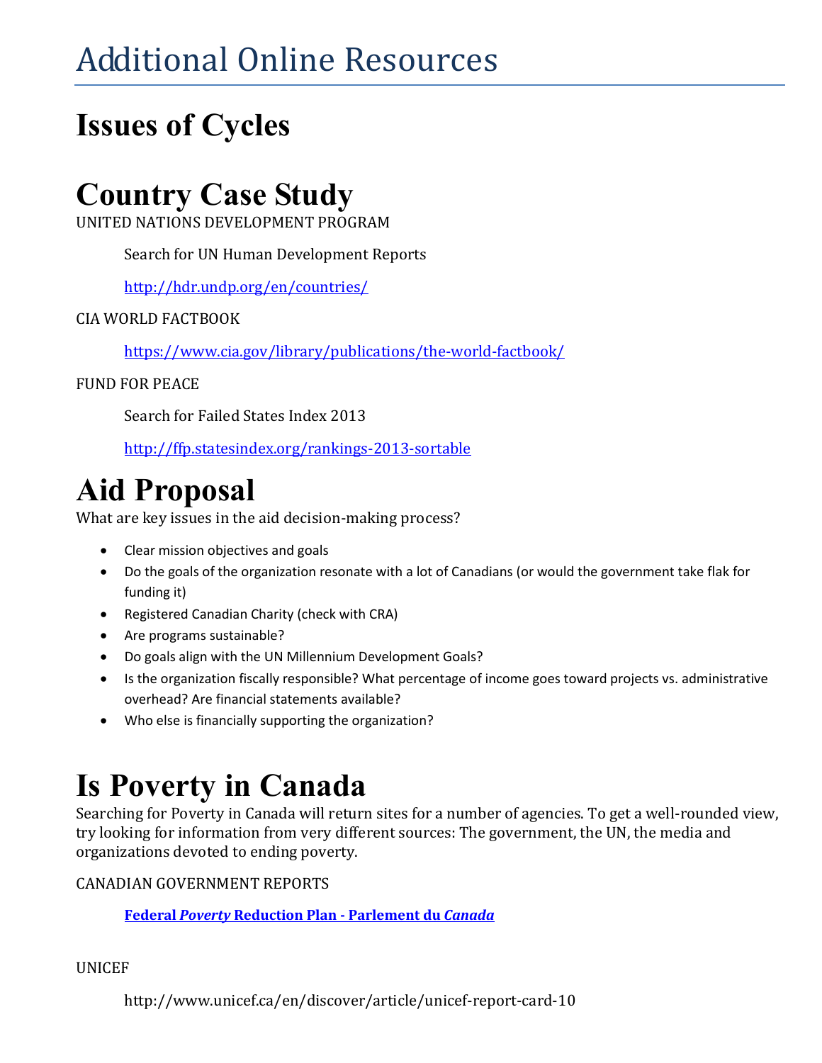# Additional Online Resources

## Issues of Cycles

# Country Case Study

UNITED NATIONS DEVELOPMENT PROGRAM

Search for UN Human Development Reports

http://hdr.undp.org/en/countries/

CIA WORLD FACTBOOK

https://www.cia.gov/library/publications/the-world-factbook/

FUND FOR PEACE

Search for Failed States Index 2013

http://ffp.statesindex.org/rankings-2013-sortable

# Aid Proposal

What are key issues in the aid decision-making process?

- Clear mission objectives and goals
- Do the goals of the organization resonate with a lot of Canadians (or would the government take flak for funding it)
- Registered Canadian Charity (check with CRA)
- Are programs sustainable?
- Do goals align with the UN Millennium Development Goals?
- Is the organization fiscally responsible? What percentage of income goes toward projects vs. administrative overhead? Are financial statements available?
- Who else is financially supporting the organization?

# Is Poverty in Canada

Searching for Poverty in Canada will return sites for a number of agencies. To get a well-rounded view, try looking for information from very different sources: The government, the UN, the media and organizations devoted to ending poverty.

CANADIAN GOVERNMENT REPORTS

**Federal *Poverty* Reduction Plan - Parlement du *Canada***

UNICEF

http://www.unicef.ca/en/discover/article/unicef-report-card-10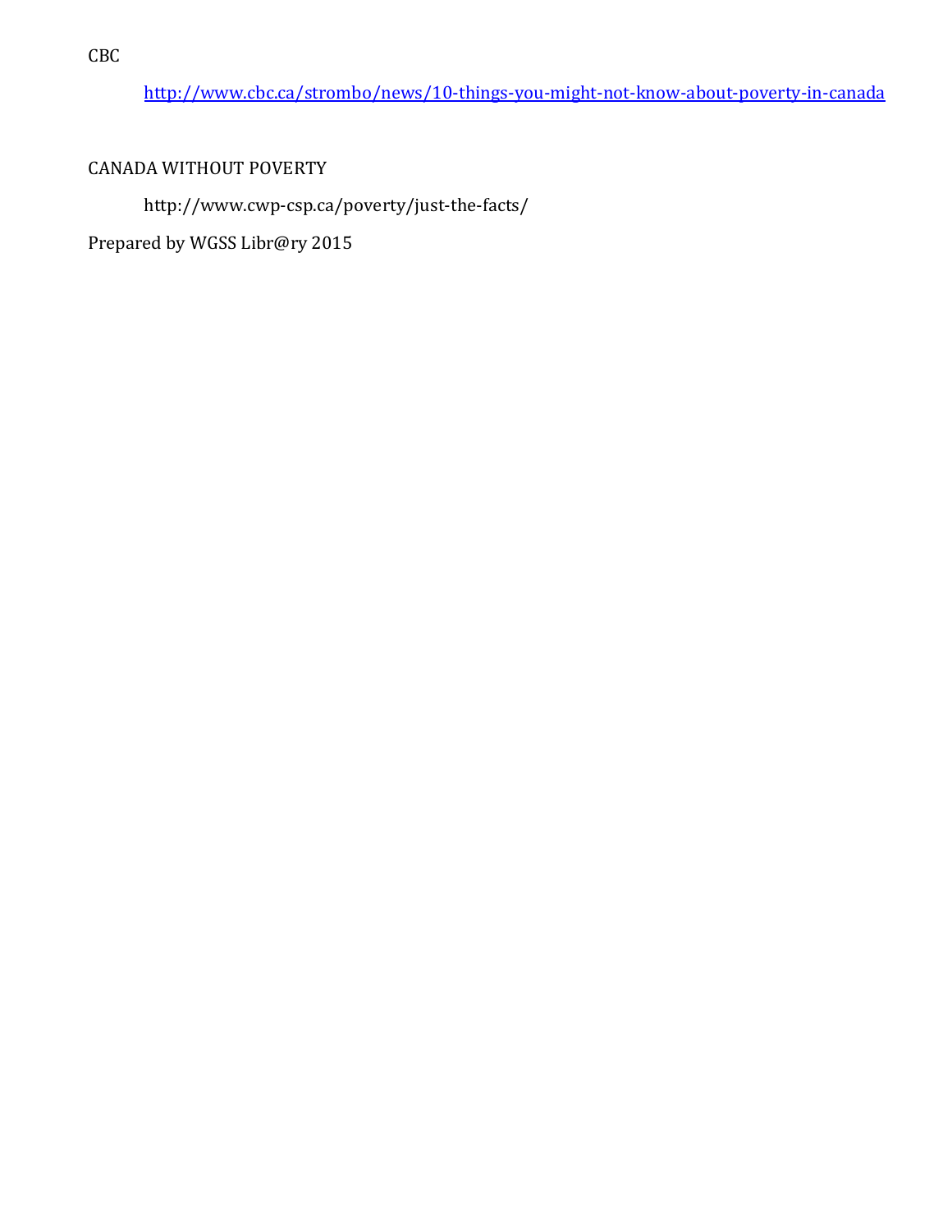CBC

[http://www.cbc.ca/strombo/news/10-things-you-might-not-know-about-poverty-in-canada](http://www.cbc.ca/strombo/news/10-things-you-might-not-know-about-poverty-in-canada)

CANADA WITHOUT POVERTY

http://www.cwp-csp.ca/poverty/just-the-facts/

Prepared by WGSS Libr@ry 2015